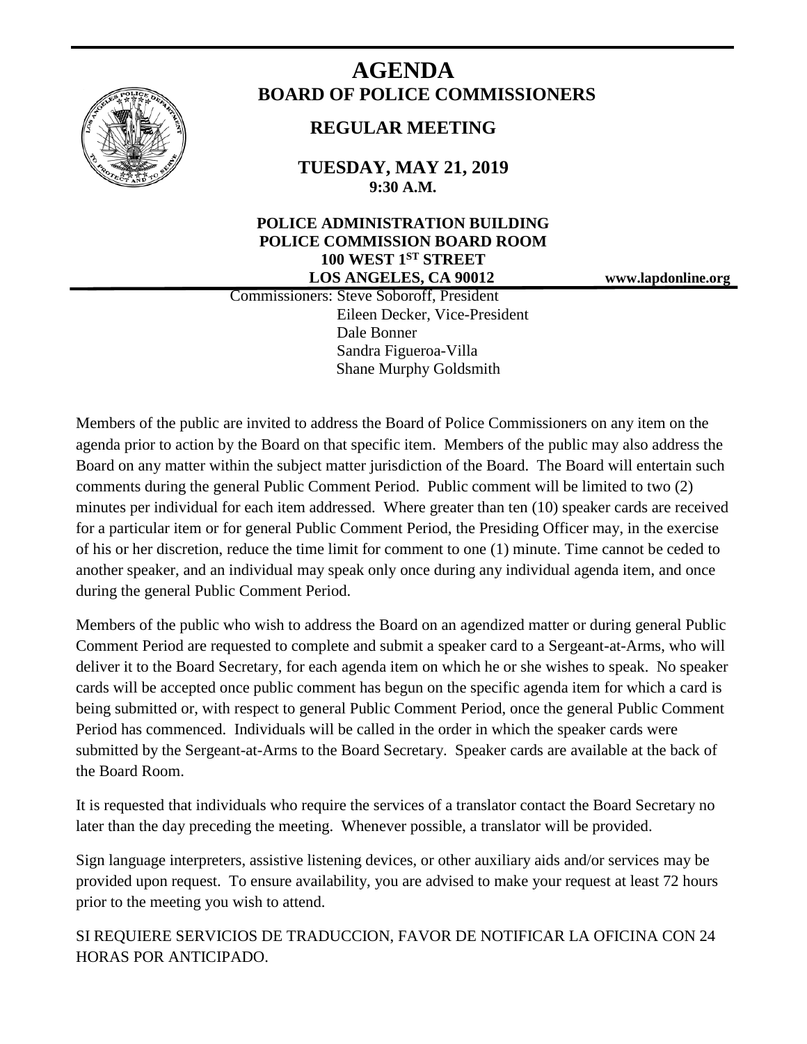# AGENDA

## BOARD OF POLICE COMMISSIONERS

## REGULAR MEETING

**TUESDAY, MAY 21, 2019**
**9:30 A.M.**

**POLICE ADMINISTRATION BUILDING**
**POLICE COMMISSION BOARD ROOM**
**100 WEST 1ST STREET**
**LOS ANGELES, CA 90012**

**www.lapdonline.org**

Commissioners: Steve Soboroff, President
Eileen Decker, Vice-President
Dale Bonner
Sandra Figueroa-Villa
Shane Murphy Goldsmith

Members of the public are invited to address the Board of Police Commissioners on any item on the agenda prior to action by the Board on that specific item. Members of the public may also address the Board on any matter within the subject matter jurisdiction of the Board. The Board will entertain such comments during the general Public Comment Period. Public comment will be limited to two (2) minutes per individual for each item addressed. Where greater than ten (10) speaker cards are received for a particular item or for general Public Comment Period, the Presiding Officer may, in the exercise of his or her discretion, reduce the time limit for comment to one (1) minute. Time cannot be ceded to another speaker, and an individual may speak only once during any individual agenda item, and once during the general Public Comment Period.

Members of the public who wish to address the Board on an agendized matter or during general Public Comment Period are requested to complete and submit a speaker card to a Sergeant-at-Arms, who will deliver it to the Board Secretary, for each agenda item on which he or she wishes to speak. No speaker cards will be accepted once public comment has begun on the specific agenda item for which a card is being submitted or, with respect to general Public Comment Period, once the general Public Comment Period has commenced. Individuals will be called in the order in which the speaker cards were submitted by the Sergeant-at-Arms to the Board Secretary. Speaker cards are available at the back of the Board Room.

It is requested that individuals who require the services of a translator contact the Board Secretary no later than the day preceding the meeting. Whenever possible, a translator will be provided.

Sign language interpreters, assistive listening devices, or other auxiliary aids and/or services may be provided upon request. To ensure availability, you are advised to make your request at least 72 hours prior to the meeting you wish to attend.

SI REQUIERE SERVICIOS DE TRADUCCION, FAVOR DE NOTIFICAR LA OFICINA CON 24 HORAS POR ANTICIPADO.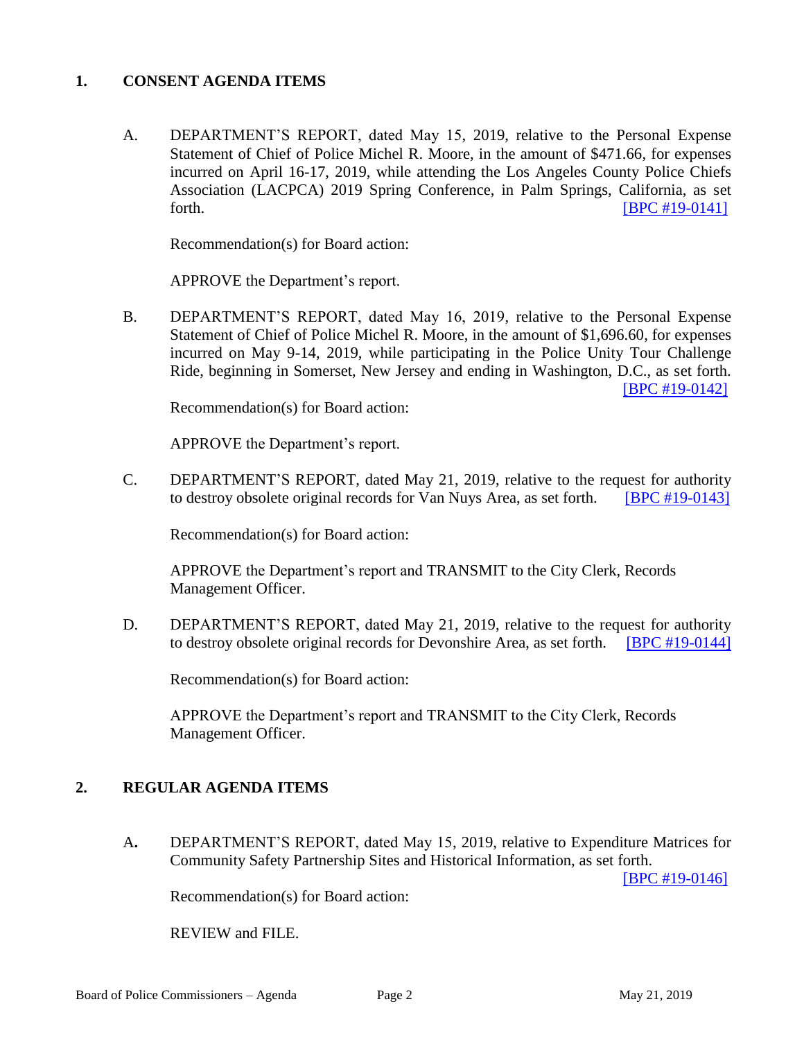## 1. CONSENT AGENDA ITEMS

A. DEPARTMENT'S REPORT, dated May 15, 2019, relative to the Personal Expense Statement of Chief of Police Michel R. Moore, in the amount of $471.66, for expenses incurred on April 16-17, 2019, while attending the Los Angeles County Police Chiefs Association (LACPCA) 2019 Spring Conference, in Palm Springs, California, as set forth. [BPC #19-0141]

Recommendation(s) for Board action:

APPROVE the Department's report.

B. DEPARTMENT'S REPORT, dated May 16, 2019, relative to the Personal Expense Statement of Chief of Police Michel R. Moore, in the amount of $1,696.60, for expenses incurred on May 9-14, 2019, while participating in the Police Unity Tour Challenge Ride, beginning in Somerset, New Jersey and ending in Washington, D.C., as set forth. [BPC #19-0142]

Recommendation(s) for Board action:

APPROVE the Department's report.

C. DEPARTMENT'S REPORT, dated May 21, 2019, relative to the request for authority to destroy obsolete original records for Van Nuys Area, as set forth. [BPC #19-0143]

Recommendation(s) for Board action:

APPROVE the Department's report and TRANSMIT to the City Clerk, Records Management Officer.

D. DEPARTMENT'S REPORT, dated May 21, 2019, relative to the request for authority to destroy obsolete original records for Devonshire Area, as set forth. [BPC #19-0144]

Recommendation(s) for Board action:

APPROVE the Department's report and TRANSMIT to the City Clerk, Records Management Officer.

## 2. REGULAR AGENDA ITEMS

A. DEPARTMENT'S REPORT, dated May 15, 2019, relative to Expenditure Matrices for Community Safety Partnership Sites and Historical Information, as set forth. [BPC #19-0146]

Recommendation(s) for Board action:

REVIEW and FILE.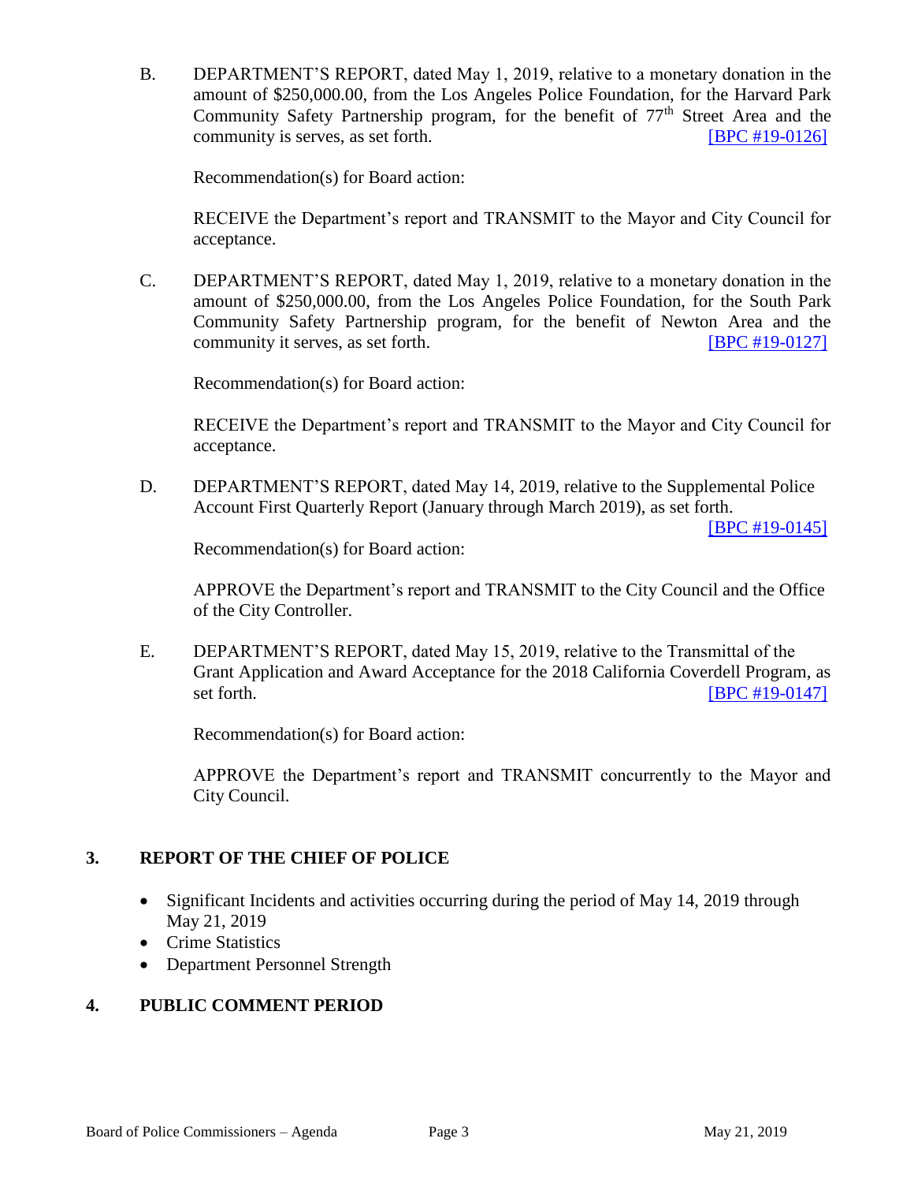B. DEPARTMENT'S REPORT, dated May 1, 2019, relative to a monetary donation in the amount of $250,000.00, from the Los Angeles Police Foundation, for the Harvard Park Community Safety Partnership program, for the benefit of 77th Street Area and the community is serves, as set forth. [BPC #19-0126]

Recommendation(s) for Board action:

RECEIVE the Department's report and TRANSMIT to the Mayor and City Council for acceptance.

C. DEPARTMENT'S REPORT, dated May 1, 2019, relative to a monetary donation in the amount of $250,000.00, from the Los Angeles Police Foundation, for the South Park Community Safety Partnership program, for the benefit of Newton Area and the community it serves, as set forth. [BPC #19-0127]

Recommendation(s) for Board action:

RECEIVE the Department's report and TRANSMIT to the Mayor and City Council for acceptance.

D. DEPARTMENT'S REPORT, dated May 14, 2019, relative to the Supplemental Police Account First Quarterly Report (January through March 2019), as set forth. [BPC #19-0145]

Recommendation(s) for Board action:

APPROVE the Department's report and TRANSMIT to the City Council and the Office of the City Controller.

E. DEPARTMENT'S REPORT, dated May 15, 2019, relative to the Transmittal of the Grant Application and Award Acceptance for the 2018 California Coverdell Program, as set forth. [BPC #19-0147]

Recommendation(s) for Board action:

APPROVE the Department's report and TRANSMIT concurrently to the Mayor and City Council.

## 3. REPORT OF THE CHIEF OF POLICE

- Significant Incidents and activities occurring during the period of May 14, 2019 through May 21, 2019
- Crime Statistics
- Department Personnel Strength

## 4. PUBLIC COMMENT PERIOD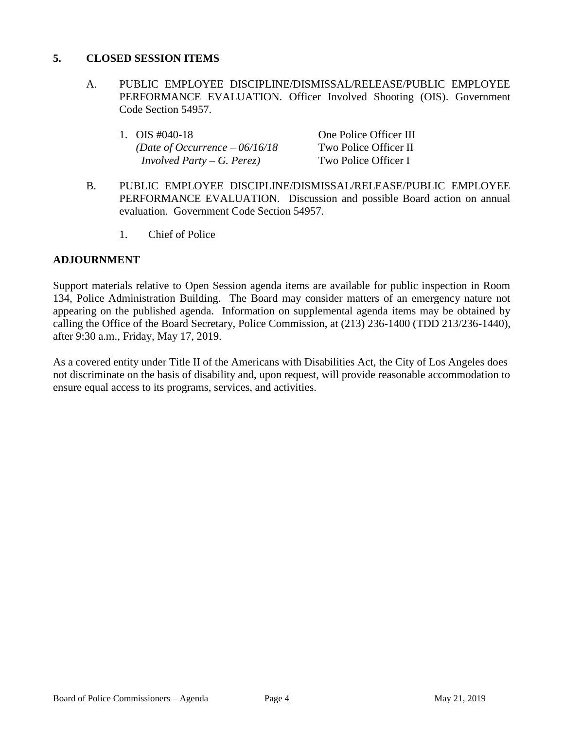## 5. CLOSED SESSION ITEMS

A. PUBLIC EMPLOYEE DISCIPLINE/DISMISSAL/RELEASE/PUBLIC EMPLOYEE PERFORMANCE EVALUATION. Officer Involved Shooting (OIS). Government Code Section 54957.

| | |
|---|---|
| 1. OIS #040-18 | One Police Officer III |
| *(Date of Occurrence – 06/16/18* | Two Police Officer II |
| *Involved Party – G. Perez)* | Two Police Officer I |

B. PUBLIC EMPLOYEE DISCIPLINE/DISMISSAL/RELEASE/PUBLIC EMPLOYEE PERFORMANCE EVALUATION. Discussion and possible Board action on annual evaluation. Government Code Section 54957.

1. Chief of Police

## ADJOURNMENT

Support materials relative to Open Session agenda items are available for public inspection in Room 134, Police Administration Building. The Board may consider matters of an emergency nature not appearing on the published agenda. Information on supplemental agenda items may be obtained by calling the Office of the Board Secretary, Police Commission, at (213) 236-1400 (TDD 213/236-1440), after 9:30 a.m., Friday, May 17, 2019.

As a covered entity under Title II of the Americans with Disabilities Act, the City of Los Angeles does not discriminate on the basis of disability and, upon request, will provide reasonable accommodation to ensure equal access to its programs, services, and activities.